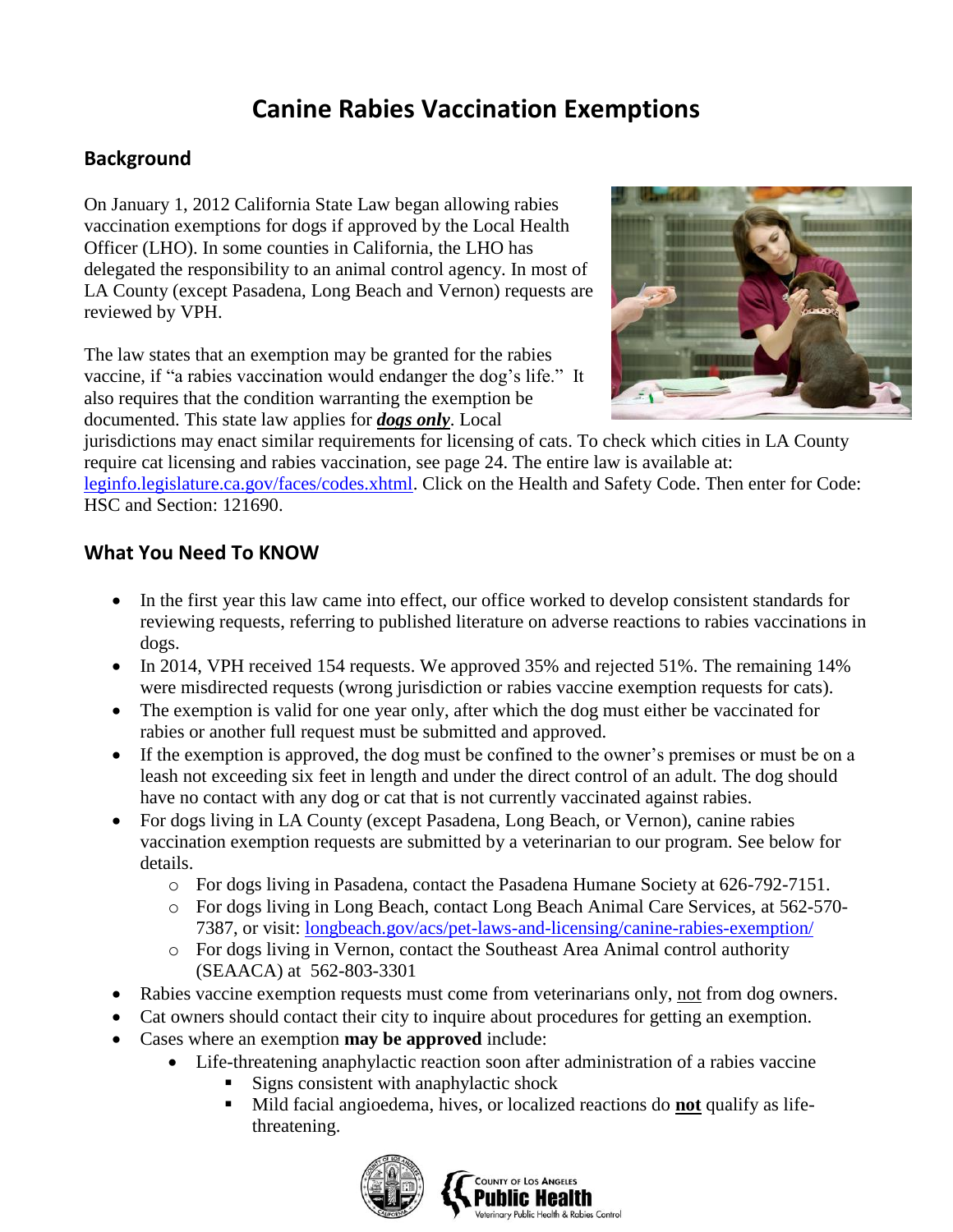# Canine Rabies Vaccination Exemptions

## Background

On January 1, 2012 California State Law began allowing rabies vaccination exemptions for dogs if approved by the Local Health Officer (LHO). In some counties in California, the LHO has delegated the responsibility to an animal control agency. In most of LA County (except Pasadena, Long Beach and Vernon) requests are reviewed by VPH.

The law states that an exemption may be granted for the rabies vaccine, if "a rabies vaccination would endanger the dog's life." It also requires that the condition warranting the exemption be documented. This state law applies for ***dogs only***. Local jurisdictions may enact similar requirements for licensing of cats. To check which cities in LA County require cat licensing and rabies vaccination, see page 24. The entire law is available at: [leginfo.legislature.ca.gov/faces/codes.xhtml](leginfo.legislature.ca.gov/faces/codes.xhtml). Click on the Health and Safety Code. Then enter for Code: HSC and Section: 121690.

## What You Need To KNOW

- In the first year this law came into effect, our office worked to develop consistent standards for reviewing requests, referring to published literature on adverse reactions to rabies vaccinations in dogs.
- In 2014, VPH received 154 requests. We approved 35% and rejected 51%. The remaining 14% were misdirected requests (wrong jurisdiction or rabies vaccine exemption requests for cats).
- The exemption is valid for one year only, after which the dog must either be vaccinated for rabies or another full request must be submitted and approved.
- If the exemption is approved, the dog must be confined to the owner's premises or must be on a leash not exceeding six feet in length and under the direct control of an adult. The dog should have no contact with any dog or cat that is not currently vaccinated against rabies.
- For dogs living in LA County (except Pasadena, Long Beach, or Vernon), canine rabies vaccination exemption requests are submitted by a veterinarian to our program. See below for details.
  - For dogs living in Pasadena, contact the Pasadena Humane Society at 626-792-7151.
  - For dogs living in Long Beach, contact Long Beach Animal Care Services, at 562-570-7387, or visit: [longbeach.gov/acs/pet-laws-and-licensing/canine-rabies-exemption/](longbeach.gov/acs/pet-laws-and-licensing/canine-rabies-exemption/)
  - For dogs living in Vernon, contact the Southeast Area Animal control authority (SEAACA) at 562-803-3301
- Rabies vaccine exemption requests must come from veterinarians only, not from dog owners.
- Cat owners should contact their city to inquire about procedures for getting an exemption.
- Cases where an exemption **may be approved** include:
  - Life-threatening anaphylactic reaction soon after administration of a rabies vaccine
    - Signs consistent with anaphylactic shock
    - Mild facial angioedema, hives, or localized reactions do **not** qualify as life-threatening.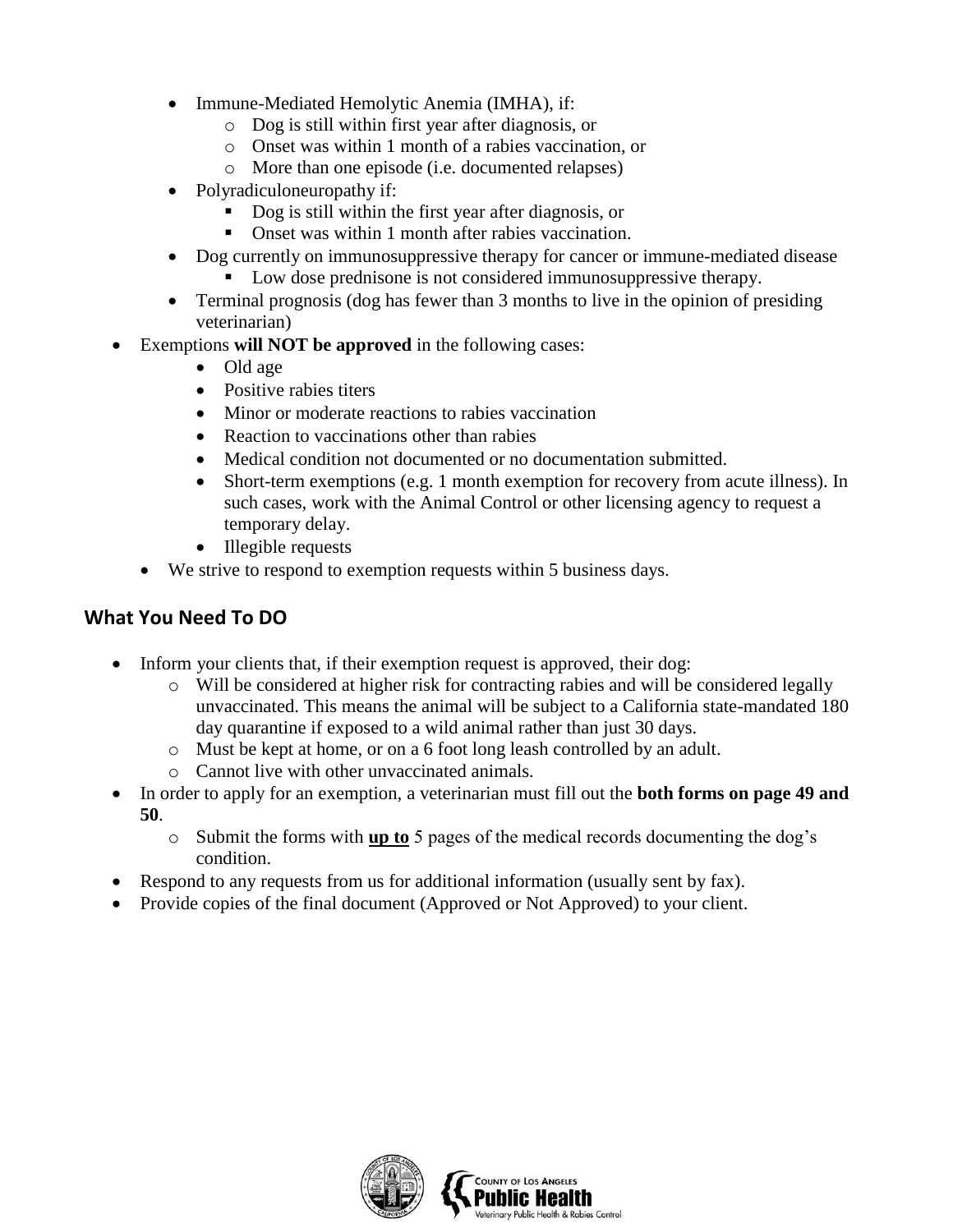- Immune-Mediated Hemolytic Anemia (IMHA), if:
  - Dog is still within first year after diagnosis, or
  - Onset was within 1 month of a rabies vaccination, or
  - More than one episode (i.e. documented relapses)
- Polyradiculoneuropathy if:
  - Dog is still within the first year after diagnosis, or
  - Onset was within 1 month after rabies vaccination.
- Dog currently on immunosuppressive therapy for cancer or immune-mediated disease
  - Low dose prednisone is not considered immunosuppressive therapy.
- Terminal prognosis (dog has fewer than 3 months to live in the opinion of presiding veterinarian)

- Exemptions **will NOT be approved** in the following cases:
  - Old age
  - Positive rabies titers
  - Minor or moderate reactions to rabies vaccination
  - Reaction to vaccinations other than rabies
  - Medical condition not documented or no documentation submitted.
  - Short-term exemptions (e.g. 1 month exemption for recovery from acute illness). In such cases, work with the Animal Control or other licensing agency to request a temporary delay.
  - Illegible requests
- We strive to respond to exemption requests within 5 business days.

## What You Need To DO

- Inform your clients that, if their exemption request is approved, their dog:
  - Will be considered at higher risk for contracting rabies and will be considered legally unvaccinated. This means the animal will be subject to a California state-mandated 180 day quarantine if exposed to a wild animal rather than just 30 days.
  - Must be kept at home, or on a 6 foot long leash controlled by an adult.
  - Cannot live with other unvaccinated animals.
- In order to apply for an exemption, a veterinarian must fill out the **both forms on page 49 and 50**.
  - Submit the forms with **up to** 5 pages of the medical records documenting the dog's condition.
- Respond to any requests from us for additional information (usually sent by fax).
- Provide copies of the final document (Approved or Not Approved) to your client.